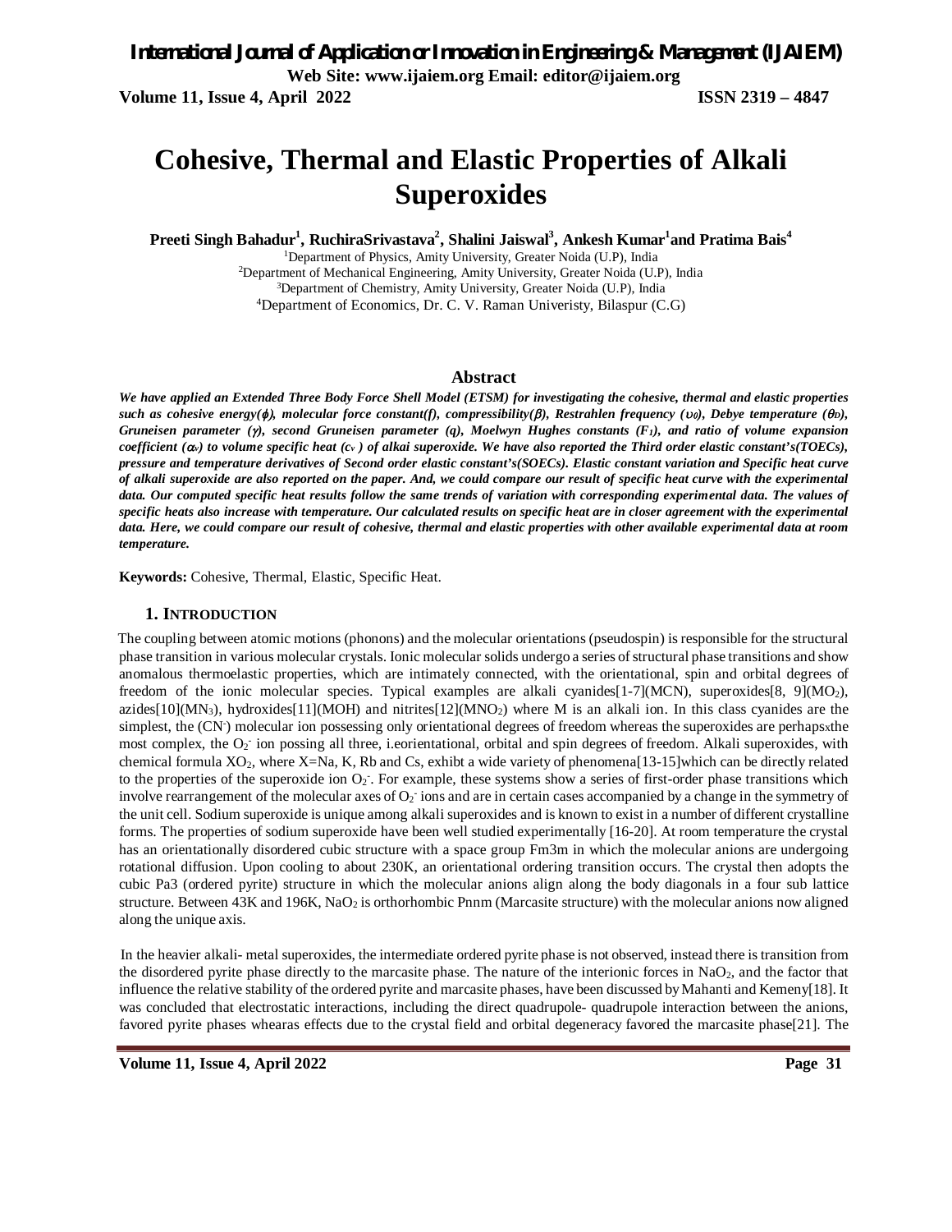# Cohesive, Thermal and Elastic Properties of Alkali Superoxides

**Preeti Singh Bahadur[1], RuchiraSrivastava[2], Shalini Jaiswal[3], Ankesh Kumar[1]and Pratima Bais[4]**

[1]Department of Physics, Amity University, Greater Noida (U.P), India
[2]Department of Mechanical Engineering, Amity University, Greater Noida (U.P), India
[3]Department of Chemistry, Amity University, Greater Noida (U.P), India
[4]Department of Economics, Dr. C. V. Raman Univeristy, Bilaspur (C.G)

## Abstract

***We have applied an Extended Three Body Force Shell Model (ETSM) for investigating the cohesive, thermal and elastic properties such as cohesive energy($\phi$), molecular force constant(f), compressibility($\beta$), Restrahlen frequency ($\upsilon_0$), Debye temperature ($\theta_D$), Gruneisen parameter ($\gamma$), second Gruneisen parameter (q), Moelwyn Hughes constants ($F_1$), and ratio of volume expansion coefficient ($\alpha_v$) to volume specific heat ($c_v$ ) of alkai superoxide. We have also reported the Third order elastic constant's(TOECs), pressure and temperature derivatives of Second order elastic constant's(SOECs). Elastic constant variation and Specific heat curve of alkali superoxide are also reported on the paper. And, we could compare our result of specific heat curve with the experimental data. Our computed specific heat results follow the same trends of variation with corresponding experimental data. The values of specific heats also increase with temperature. Our calculated results on specific heat are in closer agreement with the experimental data. Here, we could compare our result of cohesive, thermal and elastic properties with other available experimental data at room temperature.***

**Keywords:** Cohesive, Thermal, Elastic, Specific Heat.

## 1. INTRODUCTION

The coupling between atomic motions (phonons) and the molecular orientations (pseudospin) is responsible for the structural phase transition in various molecular crystals. Ionic molecular solids undergo a series of structural phase transitions and show anomalous thermoelastic properties, which are intimately connected, with the orientational, spin and orbital degrees of freedom of the ionic molecular species. Typical examples are alkali cyanides[1-7](MCN), superoxides[8, 9]($MO_2$), azides[10]($MN_3$), hydroxides[11](MOH) and nitrites[12]($MNO_2$) where M is an alkali ion. In this class cyanides are the simplest, the ($CN^-$) molecular ion possessing only orientational degrees of freedom whereas the superoxides are perhapsxthe most complex, the $O_2^-$ ion possing all three, i.eorientational, orbital and spin degrees of freedom. Alkali superoxides, with chemical formula $XO_2$, where X=Na, K, Rb and Cs, exhibt a wide variety of phenomena[13-15]which can be directly related to the properties of the superoxide ion $O_2^-$. For example, these systems show a series of first-order phase transitions which involve rearrangement of the molecular axes of $O_2^-$ ions and are in certain cases accompanied by a change in the symmetry of the unit cell. Sodium superoxide is unique among alkali superoxides and is known to exist in a number of different crystalline forms. The properties of sodium superoxide have been well studied experimentally [16-20]. At room temperature the crystal has an orientationally disordered cubic structure with a space group Fm3m in which the molecular anions are undergoing rotational diffusion. Upon cooling to about 230K, an orientational ordering transition occurs. The crystal then adopts the cubic Pa3 (ordered pyrite) structure in which the molecular anions align along the body diagonals in a four sub lattice structure. Between 43K and 196K, $NaO_2$ is orthorhombic Pnnm (Marcasite structure) with the molecular anions now aligned along the unique axis.

In the heavier alkali- metal superoxides, the intermediate ordered pyrite phase is not observed, instead there is transition from the disordered pyrite phase directly to the marcasite phase. The nature of the interionic forces in $NaO_2$, and the factor that influence the relative stability of the ordered pyrite and marcasite phases, have been discussed by Mahanti and Kemeny[18]. It was concluded that electrostatic interactions, including the direct quadrupole- quadrupole interaction between the anions, favored pyrite phases whearas effects due to the crystal field and orbital degeneracy favored the marcasite phase[21]. The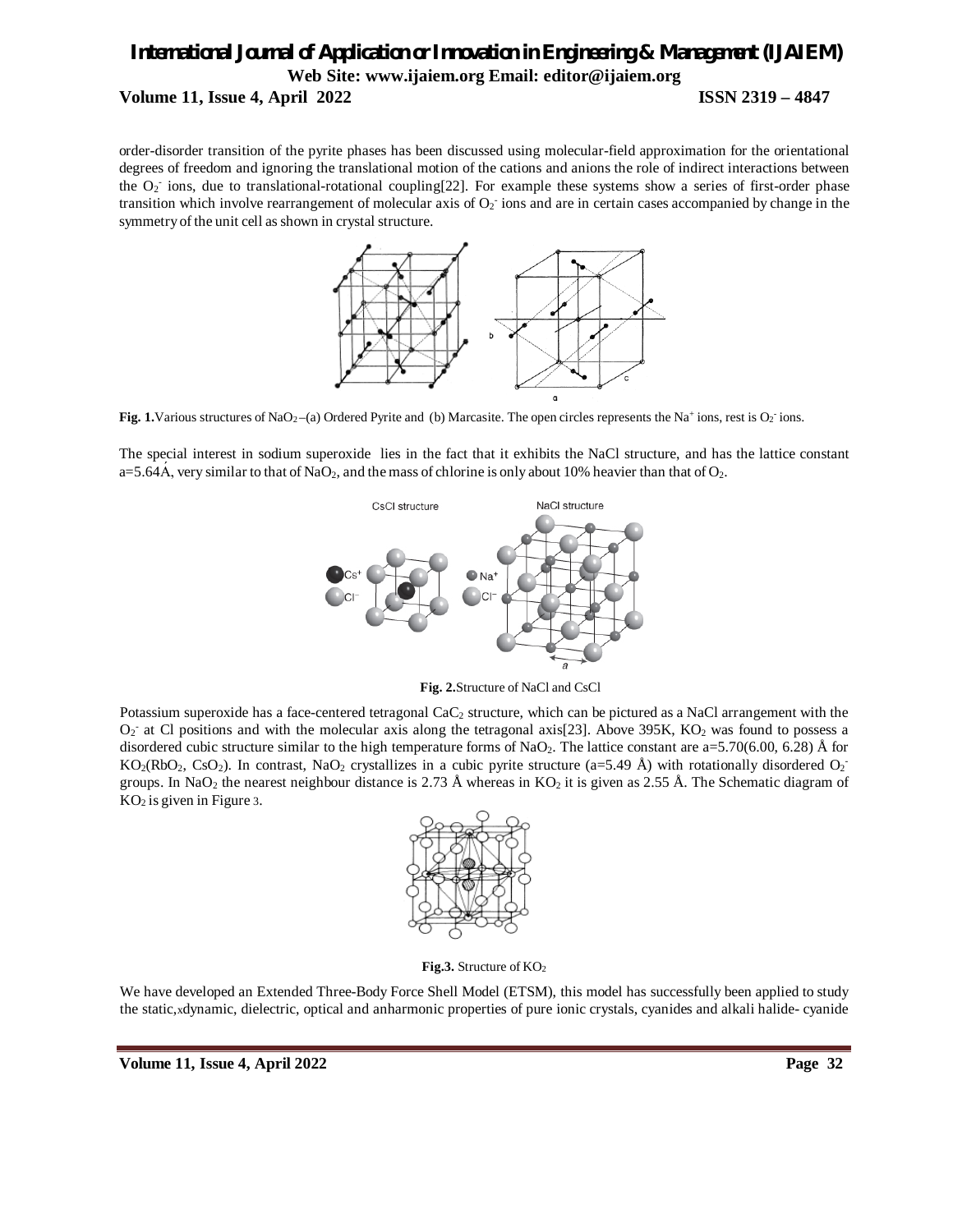order-disorder transition of the pyrite phases has been discussed using molecular-field approximation for the orientational degrees of freedom and ignoring the translational motion of the cations and anions the role of indirect interactions between the $O_2^-$ ions, due to translational-rotational coupling[22]. For example these systems show a series of first-order phase transition which involve rearrangement of molecular axis of $O_2^-$ ions and are in certain cases accompanied by change in the symmetry of the unit cell as shown in crystal structure.

**Fig. 1.** Various structures of $NaO_2$ –(a) Ordered Pyrite and (b) Marcasite. The open circles represents the $Na^+$ ions, rest is $O_2^-$ ions.

The special interest in sodium superoxide lies in the fact that it exhibits the NaCl structure, and has the lattice constant a=5.64Á, very similar to that of $NaO_2$, and the mass of chlorine is only about 10% heavier than that of $O_2$.

**Fig. 2.** Structure of NaCl and CsCl

Potassium superoxide has a face-centered tetragonal $CaC_2$ structure, which can be pictured as a NaCl arrangement with the $O_2^-$ at Cl positions and with the molecular axis along the tetragonal axis[23]. Above 395K, $KO_2$ was found to possess a disordered cubic structure similar to the high temperature forms of $NaO_2$. The lattice constant are a=5.70(6.00, 6.28) Å for $KO_2$($RbO_2$, $CsO_2$). In contrast, $NaO_2$ crystallizes in a cubic pyrite structure (a=5.49 Å) with rotationally disordered $O_2^-$ groups. In $NaO_2$ the nearest neighbour distance is 2.73 Å whereas in $KO_2$ it is given as 2.55 Å. The Schematic diagram of $KO_2$ is given in Figure 3.

**Fig.3.** Structure of $KO_2$

We have developed an Extended Three-Body Force Shell Model (ETSM), this model has successfully been applied to study the static,xdynamic, dielectric, optical and anharmonic properties of pure ionic crystals, cyanides and alkali halide- cyanide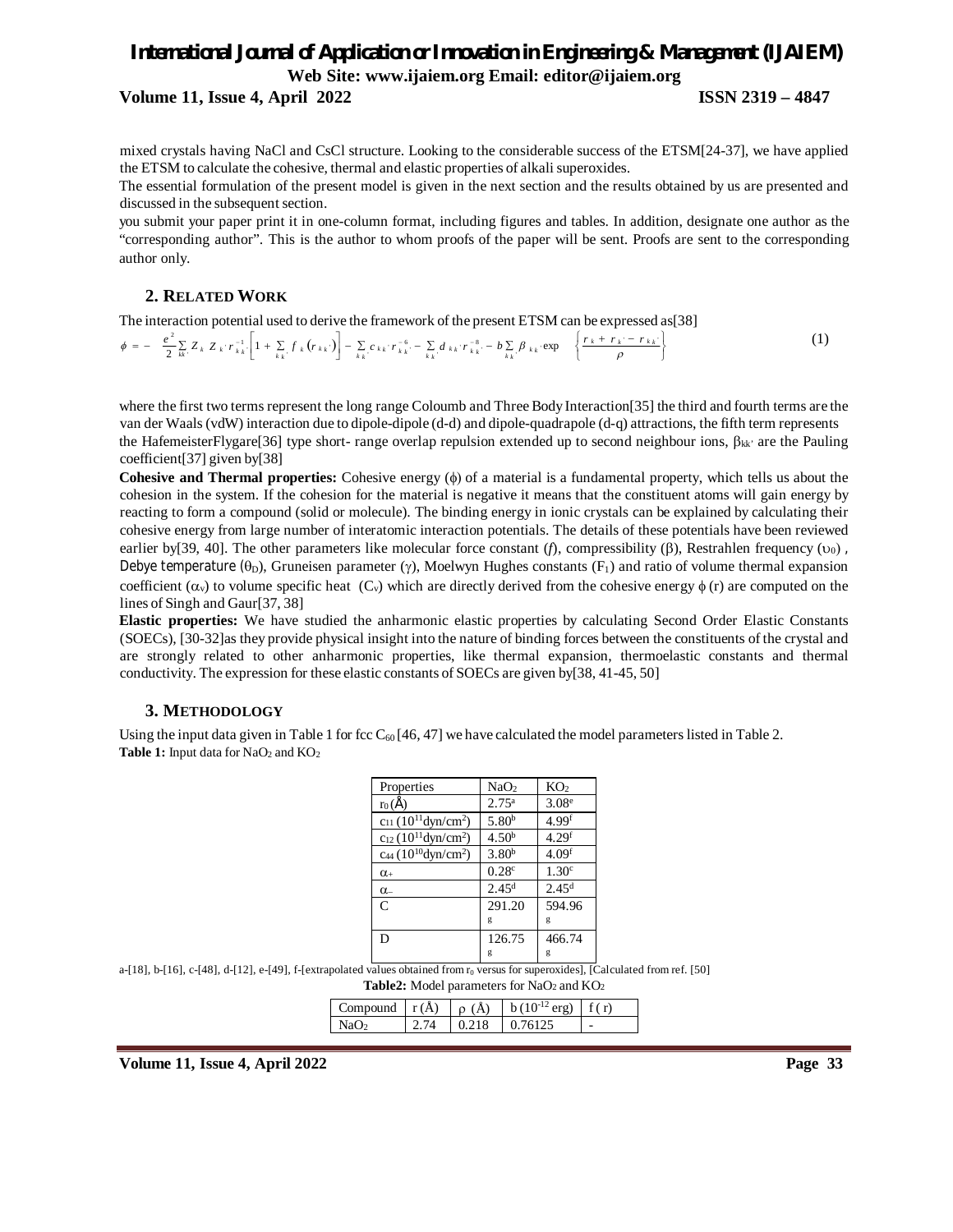mixed crystals having NaCl and CsCl structure. Looking to the considerable success of the ETSM[24-37], we have applied the ETSM to calculate the cohesive, thermal and elastic properties of alkali superoxides.

The essential formulation of the present model is given in the next section and the results obtained by us are presented and discussed in the subsequent section.

you submit your paper print it in one-column format, including figures and tables. In addition, designate one author as the "corresponding author". This is the author to whom proofs of the paper will be sent. Proofs are sent to the corresponding author only.

## 2. RELATED WORK

The interaction potential used to derive the framework of the present ETSM can be expressed as[38]

$$\phi = -\frac{e^2}{2}\sum_{kk'} Z_k Z_{k'} r_{kk'}^{-1}\left[1 + \sum_{kk'} f_k\left(r_{kk'}\right)\right] - \sum_{kk'} c_{kk'} r_{kk'}^{-6} - \sum_{kk'} d_{kk'} r_{kk'}^{-8} - b\sum_{kk'} \beta_{kk'} \exp\left\{\frac{r_k + r_{k'} - r_{kk'}}{\rho}\right\} \quad (1)$$

where the first two terms represent the long range Coloumb and Three Body Interaction[35] the third and fourth terms are the van der Waals (vdW) interaction due to dipole-dipole (d-d) and dipole-quadrapole (d-q) attractions, the fifth term represents the HafemeisterFlygare[36] type short- range overlap repulsion extended up to second neighbour ions, $\beta_{kk'}$ are the Pauling coefficient[37] given by[38]

**Cohesive and Thermal properties:** Cohesive energy ($\phi$) of a material is a fundamental property, which tells us about the cohesion in the system. If the cohesion for the material is negative it means that the constituent atoms will gain energy by reacting to form a compound (solid or molecule). The binding energy in ionic crystals can be explained by calculating their cohesive energy from large number of interatomic interaction potentials. The details of these potentials have been reviewed earlier by[39, 40]. The other parameters like molecular force constant ($f$), compressibility ($\beta$), Restrahlen frequency ($\upsilon_0$) , Debye temperature ($\theta_D$), Gruneisen parameter ($\gamma$), Moelwyn Hughes constants ($F_1$) and ratio of volume thermal expansion coefficient ($\alpha_v$) to volume specific heat ($C_v$) which are directly derived from the cohesive energy $\phi$ (r) are computed on the lines of Singh and Gaur[37, 38]

**Elastic properties:** We have studied the anharmonic elastic properties by calculating Second Order Elastic Constants (SOECs), [30-32]as they provide physical insight into the nature of binding forces between the constituents of the crystal and are strongly related to other anharmonic properties, like thermal expansion, thermoelastic constants and thermal conductivity. The expression for these elastic constants of SOECs are given by[38, 41-45, 50]

## 3. METHODOLOGY

Using the input data given in Table 1 for fcc $C_{60}$ [46, 47] we have calculated the model parameters listed in Table 2.

**Table 1:** Input data for $NaO_2$ and $KO_2$

| Properties | $NaO_2$ | $KO_2$ |
|---|---|---|
| $r_0$ (Å) | 2.75[a] | 3.08[e] |
| $c_{11}$ ($10^{11}$dyn/cm$^2$) | 5.80[b] | 4.99[f] |
| $c_{12}$ ($10^{11}$dyn/cm$^2$) | 4.50[b] | 4.29[f] |
| $c_{44}$ ($10^{10}$dyn/cm$^2$) | 3.80[b] | 4.09[f] |
| $\alpha_+$ | 0.28[c] | 1.30[c] |
| $\alpha_-$ | 2.45[d] | 2.45[d] |
| C | 291.20[g] | 594.96[g] |
| D | 126.75[g] | 466.74[g] |

a-[18], b-[16], c-[48], d-[12], e-[49], f-[extrapolated values obtained from $r_0$ versus for superoxides], [Calculated from ref. [50]

**Table2:** Model parameters for $NaO_2$ and $KO_2$

| Compound | r (Å) | $\rho$ (Å) | b ($10^{-12}$ erg) | f ( r) |
|---|---|---|---|---|
| $NaO_2$ | 2.74 | 0.218 | 0.76125 | - |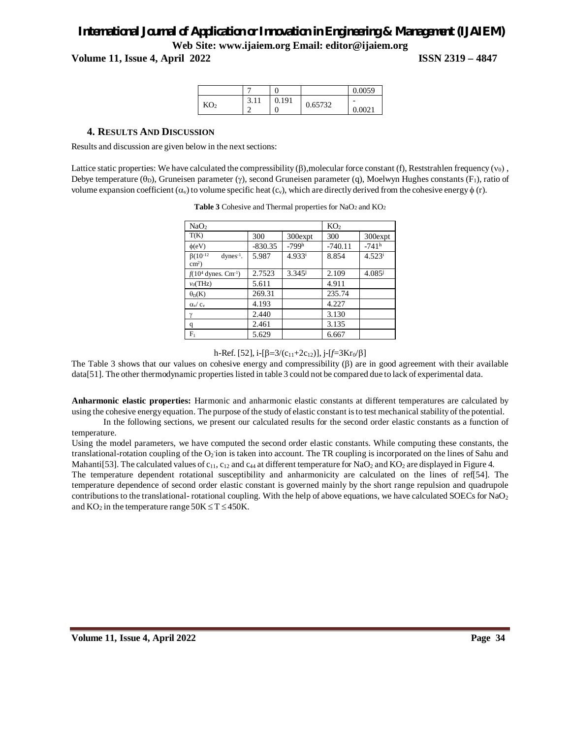| | 7 | 0 | | 0.0059 |
|---|---|---|---|---|
| $KO_2$ | 3.112 | 0.1910 | 0.65732 | -0.0021 |

## 4. Results And Discussion

Results and discussion are given below in the next sections:

Lattice static properties: We have calculated the compressibility (β),molecular force constant (f), Reststrahlen frequency ($\nu_0$) , Debye temperature ($\theta_D$), Gruneisen parameter (γ), second Gruneisen parameter (q), Moelwyn Hughes constants ($F_1$), ratio of volume expansion coefficient ($\alpha_v$) to volume specific heat ($c_v$), which are directly derived from the cohesive energy ϕ (r).

**Table 3** Cohesive and Thermal properties for $NaO_2$ and $KO_2$

| $NaO_2$ | | | $KO_2$ | |
|---|---|---|---|---|
| T(K) | 300 | 300expt | 300 | 300expt |
| ϕ(eV) | -830.35 | -799[h] | -740.11 | -741[h] |
| $\beta(10^{-12}$ dynes$^{-1}$. cm$^2$) | 5.987 | 4.933[i] | 8.854 | 4.523[i] |
| $f(10^4$ dynes. Cm$^{-1}$) | 2.7523 | 3.345[j] | 2.109 | 4.085[j] |
| $\nu_0$(THz) | 5.611 | | 4.911 | |
| $\theta_D$(K) | 269.31 | | 235.74 | |
| $\alpha_v/c_v$ | 4.193 | | 4.227 | |
| γ | 2.440 | | 3.130 | |
| q | 2.461 | | 3.135 | |
| $F_1$ | 5.629 | | 6.667 | |

h-Ref. [52], i-[$\beta=3/(c_{11}+2c_{12})$], j-[$f=3Kr_0/\beta$]

The Table 3 shows that our values on cohesive energy and compressibility (β) are in good agreement with their available data[51]. The other thermodynamic properties listed in table 3 could not be compared due to lack of experimental data.

**Anharmonic elastic properties:** Harmonic and anharmonic elastic constants at different temperatures are calculated by using the cohesive energy equation. The purpose of the study of elastic constant is to test mechanical stability of the potential.

In the following sections, we present our calculated results for the second order elastic constants as a function of temperature.

Using the model parameters, we have computed the second order elastic constants. While computing these constants, the translational-rotation coupling of the $O_2^-$ ion is taken into account. The TR coupling is incorporated on the lines of Sahu and Mahanti[53]. The calculated values of $c_{11}$, $c_{12}$ and $c_{44}$ at different temperature for $NaO_2$ and $KO_2$ are displayed in Figure 4.

The temperature dependent rotational susceptibility and anharmonicity are calculated on the lines of ref[54]. The temperature dependence of second order elastic constant is governed mainly by the short range repulsion and quadrupole contributions to the translational- rotational coupling. With the help of above equations, we have calculated SOECs for $NaO_2$ and $KO_2$ in the temperature range $50K \leq T \leq 450K$.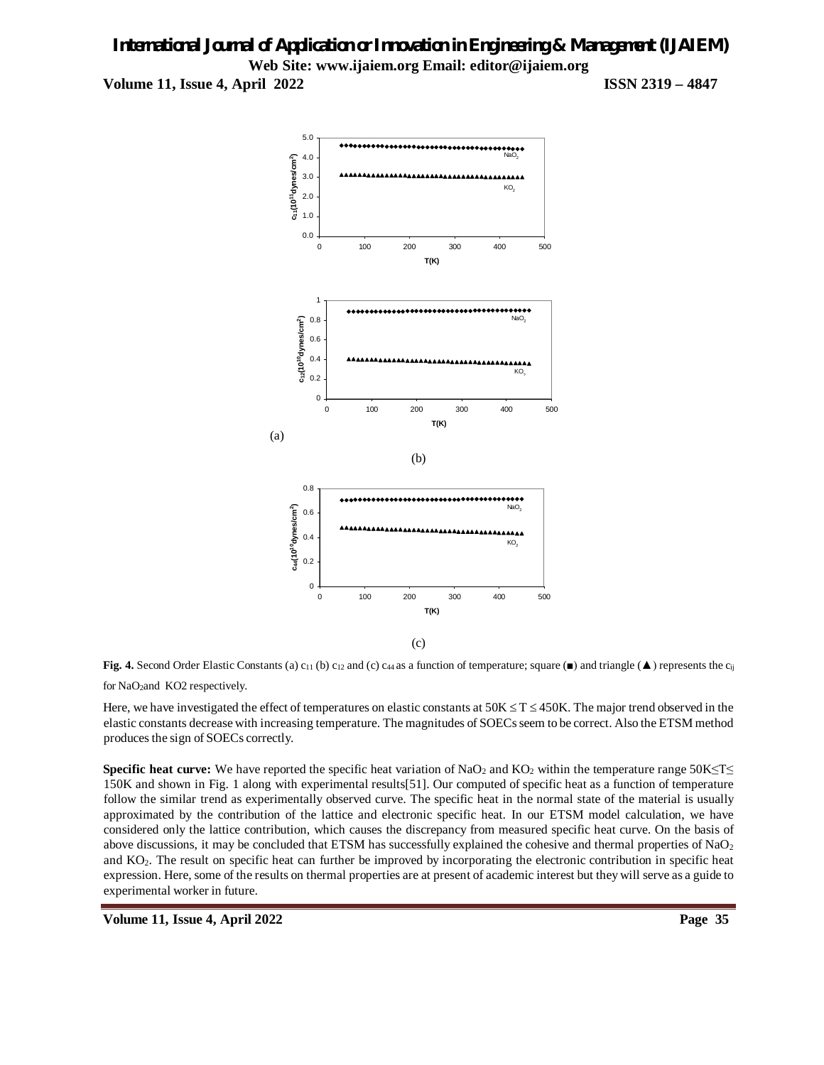(a)

(b)

(c)

**Fig. 4.** Second Order Elastic Constants (a) $c_{11}$ (b) $c_{12}$ and (c) $c_{44}$ as a function of temperature; square (■) and triangle (▲) represents the $c_{ij}$ for $NaO_2$and KO2 respectively.

Here, we have investigated the effect of temperatures on elastic constants at $50K \leq T \leq 450K$. The major trend observed in the elastic constants decrease with increasing temperature. The magnitudes of SOECs seem to be correct. Also the ETSM method produces the sign of SOECs correctly.

**Specific heat curve:** We have reported the specific heat variation of $NaO_2$ and $KO_2$ within the temperature range $50K \leq T \leq 150K$ and shown in Fig. 1 along with experimental results[51]. Our computed of specific heat as a function of temperature follow the similar trend as experimentally observed curve. The specific heat in the normal state of the material is usually approximated by the contribution of the lattice and electronic specific heat. In our ETSM model calculation, we have considered only the lattice contribution, which causes the discrepancy from measured specific heat curve. On the basis of above discussions, it may be concluded that ETSM has successfully explained the cohesive and thermal properties of $NaO_2$ and $KO_2$. The result on specific heat can further be improved by incorporating the electronic contribution in specific heat expression. Here, some of the results on thermal properties are at present of academic interest but they will serve as a guide to experimental worker in future.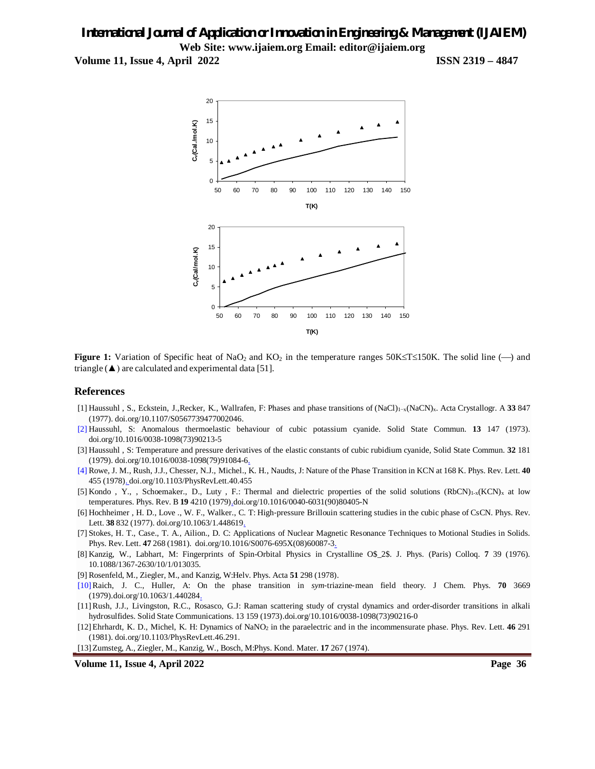Figure 1: Variation of Specific heat of $NaO_2$ and $KO_2$ in the temperature ranges 50K≤T≤150K. The solid line (—) and triangle (▲) are calculated and experimental data [51].

## References

[1] Haussuhl , S., Eckstein, J.,Recker, K., Wallrafen, F: Phases and phase transitions of $(NaCl)_{1-x}(NaCN)_x$. Acta Crystallogr. A **33** 847 (1977). doi.org/10.1107/S0567739477002046.

[2] Haussuhl, S: Anomalous thermoelastic behaviour of cubic potassium cyanide. Solid State Commun. **13** 147 (1973). doi.org/10.1016/0038-1098(73)90213-5

[3] Haussuhl , S: Temperature and pressure derivatives of the elastic constants of cubic rubidium cyanide, Solid State Commun. **32** 181 (1979). doi.org/10.1016/0038-1098(79)91084-6.

[4] Rowe, J. M., Rush, J.J., Chesser, N.J., Michel., K. H., Naudts, J: Nature of the Phase Transition in KCN at 168 K. Phys. Rev. Lett. **40** 455 (1978). doi.org/10.1103/PhysRevLett.40.455

[5] Kondo , Y., , Schoemaker., D., Luty , F.: Thermal and dielectric properties of the solid solutions $(RbCN)_{1-x}(KCN)_x$ at low temperatures. Phys. Rev. B **19** 4210 (1979).doi.org/10.1016/0040-6031(90)80405-N

[6] Hochheimer , H. D., Love ., W. F., Walker., C. T: High-pressure Brillouin scattering studies in the cubic phase of CsCN. Phys. Rev. Lett. **38** 832 (1977). doi.org/10.1063/1.448619.

[7] Stokes, H. T., Case., T. A., Ailion., D. C: Applications of Nuclear Magnetic Resonance Techniques to Motional Studies in Solids. Phys. Rev. Lett. **47** 268 (1981). doi.org/10.1016/S0076-695X(08)60087-3.

[8] Kanzig, W., Labhart, M: Fingerprints of Spin-Orbital Physics in Crystalline O$_2$. J. Phys. (Paris) Colloq. **7** 39 (1976). 10.1088/1367-2630/10/1/013035.

[9] Rosenfeld, M., Ziegler, M., and Kanzig, W:Helv. Phys. Acta **51** 298 (1978).

[10] Raich, J. C., Huller, A: On the phase transition in *sym*-triazine-mean field theory. J Chem. Phys. **70** 3669 (1979).doi.org/10.1063/1.440284.

[11] Rush, J.J., Livingston, R.C., Rosasco, G.J: Raman scattering study of crystal dynamics and order-disorder transitions in alkali hydrosulfides. Solid State Communications. 13 159 (1973).doi.org/10.1016/0038-1098(73)90216-0

[12] Ehrhardt, K. D., Michel, K. H: Dynamics of $NaNO_2$ in the paraelectric and in the incommensurate phase. Phys. Rev. Lett. **46** 291 (1981). doi.org/10.1103/PhysRevLett.46.291.

[13] Zumsteg, A., Ziegler, M., Kanzig, W., Bosch, M:Phys. Kond. Mater. **17** 267 (1974).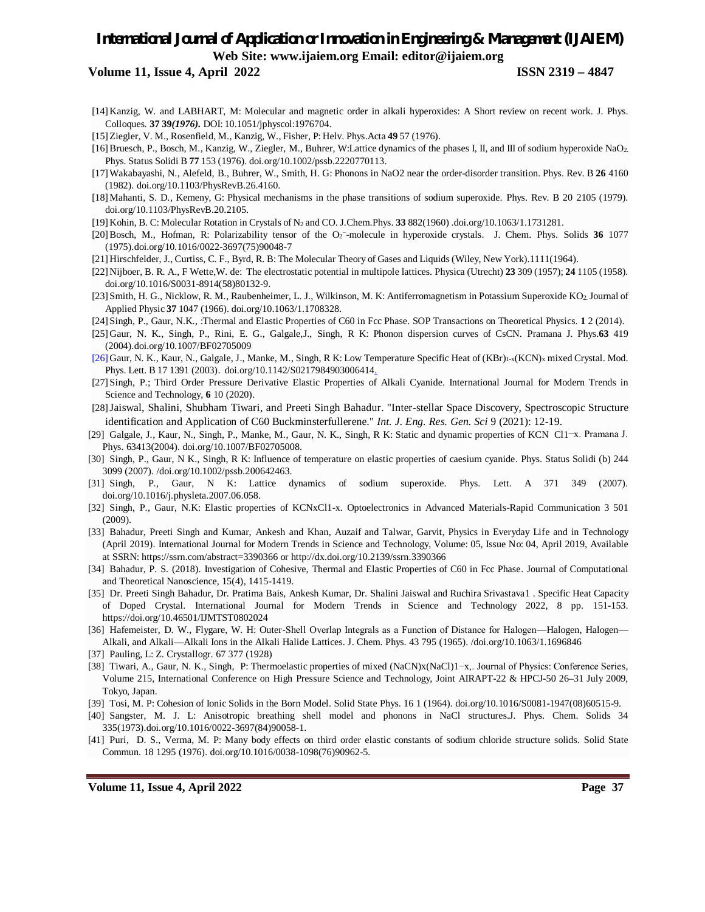[14] Kanzig, W. and LABHART, M: Molecular and magnetic order in alkali hyperoxides: A Short review on recent work. J. Phys. Colloques. **37 39***(1976).* DOI: 10.1051/jphyscol:1976704.

[15] Ziegler, V. M., Rosenfield, M., Kanzig, W., Fisher, P: Helv. Phys.Acta **49** 57 (1976).

[16] Bruesch, P., Bosch, M., Kanzig, W., Ziegler, M., Buhrer, W:Lattice dynamics of the phases I, II, and III of sodium hyperoxide $NaO_2$. Phys. Status Solidi B **77** 153 (1976). doi.org/10.1002/pssb.2220770113.

[17] Wakabayashi, N., Alefeld, B., Buhrer, W., Smith, H. G: Phonons in NaO2 near the order-disorder transition. Phys. Rev. B **26** 4160 (1982). doi.org/10.1103/PhysRevB.26.4160.

[18] Mahanti, S. D., Kemeny, G: Physical mechanisms in the phase transitions of sodium superoxide. Phys. Rev. B 20 2105 (1979). doi.org/10.1103/PhysRevB.20.2105.

[19] Kohin, B. C: Molecular Rotation in Crystals of $N_2$ and CO. J.Chem.Phys. **33** 882(1960) .doi.org/10.1063/1.1731281.

[20] Bosch, M., Hofman, R: Polarizability tensor of the $O_2^-$-molecule in hyperoxide crystals. J. Chem. Phys. Solids **36** 1077 (1975).doi.org/10.1016/0022-3697(75)90048-7

[21] Hirschfelder, J., Curtiss, C. F., Byrd, R. B: The Molecular Theory of Gases and Liquids (Wiley, New York).1111(1964).

[22] Nijboer, B. R. A., F Wette,W. de: The electrostatic potential in multipole lattices. Physica (Utrecht) **23** 309 (1957); **24** 1105 (1958). doi.org/10.1016/S0031-8914(58)80132-9.

[23] Smith, H. G., Nicklow, R. M., Raubenheimer, L. J., Wilkinson, M. K: Antiferromagnetism in Potassium Superoxide $KO_2$. Journal of Applied Physic **37** 1047 (1966). doi.org/10.1063/1.1708328.

[24] Singh, P., Gaur, N.K., :Thermal and Elastic Properties of C60 in Fcc Phase. SOP Transactions on Theoretical Physics. **1** 2 (2014).

[25] Gaur, N. K., Singh, P., Rini, E. G., Galgale,J., Singh, R K: Phonon dispersion curves of CsCN. Pramana J. Phys.**63** 419 (2004).doi.org/10.1007/BF02705009

[26] Gaur, N. K., Kaur, N., Galgale, J., Manke, M., Singh, R K: Low Temperature Specific Heat of $(KBr)_{1-x}(KCN)_x$ mixed Crystal. Mod. Phys. Lett. B 17 1391 (2003). doi.org/10.1142/S0217984903006414.

[27] Singh, P.; Third Order Pressure Derivative Elastic Properties of Alkali Cyanide. International Journal for Modern Trends in Science and Technology, **6** 10 (2020).

[28] Jaiswal, Shalini, Shubham Tiwari, and Preeti Singh Bahadur. "Inter-stellar Space Discovery, Spectroscopic Structure identification and Application of C60 Buckminsterfullerene." *Int. J. Eng. Res. Gen. Sci* 9 (2021): 12-19.

[29] Galgale, J., Kaur, N., Singh, P., Manke, M., Gaur, N. K., Singh, R K: Static and dynamic properties of KCN Cl1−x. Pramana J. Phys. 63413(2004). doi.org/10.1007/BF02705008.

[30] Singh, P., Gaur, N K., Singh, R K: Influence of temperature on elastic properties of caesium cyanide. Phys. Status Solidi (b) 244 3099 (2007). /doi.org/10.1002/pssb.200642463.

[31] Singh, P., Gaur, N K: Lattice dynamics of sodium superoxide. Phys. Lett. A 371 349 (2007). doi.org/10.1016/j.physleta.2007.06.058.

[32] Singh, P., Gaur, N.K: Elastic properties of KCNxCl1-x. Optoelectronics in Advanced Materials-Rapid Communication 3 501 (2009).

[33] Bahadur, Preeti Singh and Kumar, Ankesh and Khan, Auzaif and Talwar, Garvit, Physics in Everyday Life and in Technology (April 2019). International Journal for Modern Trends in Science and Technology, Volume: 05, Issue No: 04, April 2019, Available at SSRN: https://ssrn.com/abstract=3390366 or http://dx.doi.org/10.2139/ssrn.3390366

[34] Bahadur, P. S. (2018). Investigation of Cohesive, Thermal and Elastic Properties of C60 in Fcc Phase. Journal of Computational and Theoretical Nanoscience, 15(4), 1415-1419.

[35] Dr. Preeti Singh Bahadur, Dr. Pratima Bais, Ankesh Kumar, Dr. Shalini Jaiswal and Ruchira Srivastava1 . Specific Heat Capacity of Doped Crystal. International Journal for Modern Trends in Science and Technology 2022, 8 pp. 151-153. https://doi.org/10.46501/IJMTST0802024

[36] Hafemeister, D. W., Flygare, W. H: Outer-Shell Overlap Integrals as a Function of Distance for Halogen—Halogen, Halogen—Alkali, and Alkali—Alkali Ions in the Alkali Halide Lattices. J. Chem. Phys. 43 795 (1965). /doi.org/10.1063/1.1696846

[37] Pauling, L: Z. Crystallogr. 67 377 (1928)

[38] Tiwari, A., Gaur, N. K., Singh, P: Thermoelastic properties of mixed (NaCN)x(NaCl)1−x,. Journal of Physics: Conference Series, Volume 215, International Conference on High Pressure Science and Technology, Joint AIRAPT-22 & HPCJ-50 26–31 July 2009, Tokyo, Japan.

[39] Tosi, M. P: Cohesion of Ionic Solids in the Born Model. Solid State Phys. 16 1 (1964). doi.org/10.1016/S0081-1947(08)60515-9.

[40] Sangster, M. J. L: Anisotropic breathing shell model and phonons in NaCl structures.J. Phys. Chem. Solids 34 335(1973).doi.org/10.1016/0022-3697(84)90058-1.

[41] Puri, D. S., Verma, M. P: Many body effects on third order elastic constants of sodium chloride structure solids. Solid State Commun. 18 1295 (1976). doi.org/10.1016/0038-1098(76)90962-5.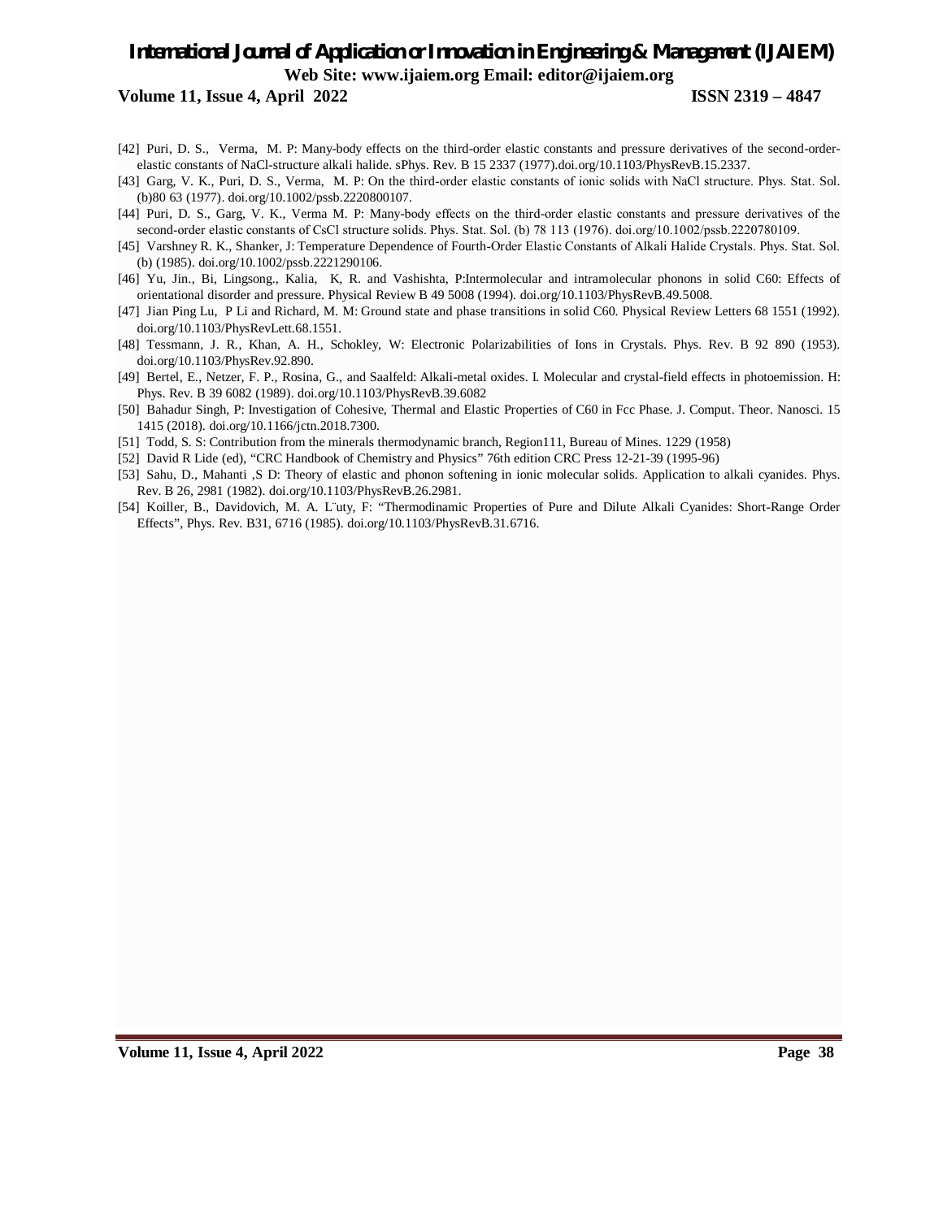[42] Puri, D. S., Verma, M. P: Many-body effects on the third-order elastic constants and pressure derivatives of the second-order-elastic constants of NaCl-structure alkali halide. sPhys. Rev. B 15 2337 (1977).doi.org/10.1103/PhysRevB.15.2337.

[43] Garg, V. K., Puri, D. S., Verma, M. P: On the third-order elastic constants of ionic solids with NaCl structure. Phys. Stat. Sol. (b)80 63 (1977). doi.org/10.1002/pssb.2220800107.

[44] Puri, D. S., Garg, V. K., Verma M. P: Many-body effects on the third-order elastic constants and pressure derivatives of the second-order elastic constants of CsCl structure solids. Phys. Stat. Sol. (b) 78 113 (1976). doi.org/10.1002/pssb.2220780109.

[45] Varshney R. K., Shanker, J: Temperature Dependence of Fourth-Order Elastic Constants of Alkali Halide Crystals. Phys. Stat. Sol. (b) (1985). doi.org/10.1002/pssb.2221290106.

[46] Yu, Jin., Bi, Lingsong., Kalia, K, R. and Vashishta, P:Intermolecular and intramolecular phonons in solid C60: Effects of orientational disorder and pressure. Physical Review B 49 5008 (1994). doi.org/10.1103/PhysRevB.49.5008.

[47] Jian Ping Lu, P Li and Richard, M. M: Ground state and phase transitions in solid C60. Physical Review Letters 68 1551 (1992). doi.org/10.1103/PhysRevLett.68.1551.

[48] Tessmann, J. R., Khan, A. H., Schokley, W: Electronic Polarizabilities of Ions in Crystals. Phys. Rev. B 92 890 (1953). doi.org/10.1103/PhysRev.92.890.

[49] Bertel, E., Netzer, F. P., Rosina, G., and Saalfeld: Alkali-metal oxides. I. Molecular and crystal-field effects in photoemission. H: Phys. Rev. B 39 6082 (1989). doi.org/10.1103/PhysRevB.39.6082

[50] Bahadur Singh, P: Investigation of Cohesive, Thermal and Elastic Properties of C60 in Fcc Phase. J. Comput. Theor. Nanosci. 15 1415 (2018). doi.org/10.1166/jctn.2018.7300.

[51] Todd, S. S: Contribution from the minerals thermodynamic branch, Region111, Bureau of Mines. 1229 (1958)

[52] David R Lide (ed), "CRC Handbook of Chemistry and Physics" 76th edition CRC Press 12-21-39 (1995-96)

[53] Sahu, D., Mahanti ,S D: Theory of elastic and phonon softening in ionic molecular solids. Application to alkali cyanides. Phys. Rev. B 26, 2981 (1982). doi.org/10.1103/PhysRevB.26.2981.

[54] Koiller, B., Davidovich, M. A. L¨uty, F: "Thermodinamic Properties of Pure and Dilute Alkali Cyanides: Short-Range Order Effects", Phys. Rev. B31, 6716 (1985). doi.org/10.1103/PhysRevB.31.6716.